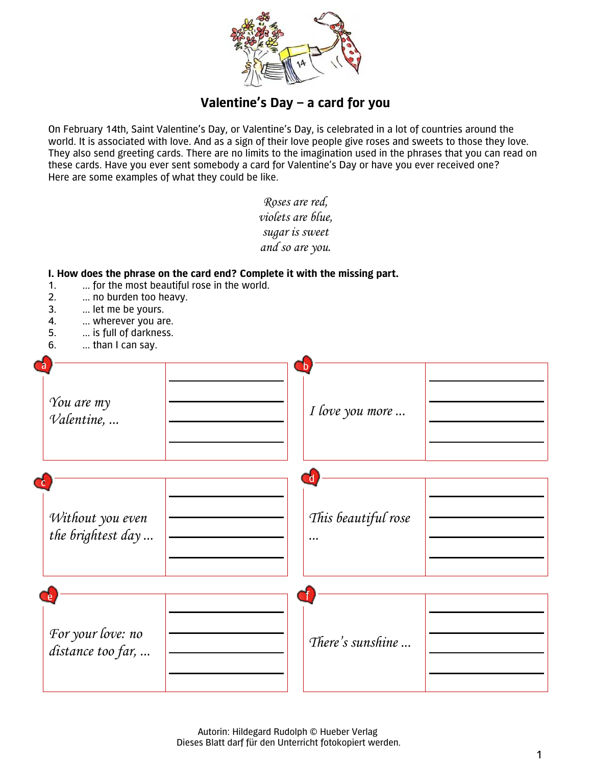## Valentine's Day – a card for you

On February 14th, Saint Valentine's Day, or Valentine's Day, is celebrated in a lot of countries around the world. It is associated with love. And as a sign of their love people give roses and sweets to those they love. They also send greeting cards. There are no limits to the imagination used in the phrases that you can read on these cards. Have you ever sent somebody a card for Valentine's Day or have you ever received one?
Here are some examples of what they could be like.

*Roses are red,*
*violets are blue,*
*sugar is sweet*
*and so are you.*

**I. How does the phrase on the card end? Complete it with the missing part.**

1. … for the most beautiful rose in the world.
2. … no burden too heavy.
3. … let me be yours.
4. … wherever you are.
5. … is full of darkness.
6. … than I can say.

| | | | |
|---|---|---|---|
| a | *You are my Valentine, …* | b | *I love you more …* |
| c | *Without you even the brightest day …* | d | *This beautiful rose …* |
| e | *For your love: no distance too far, …* | f | *There's sunshine …* |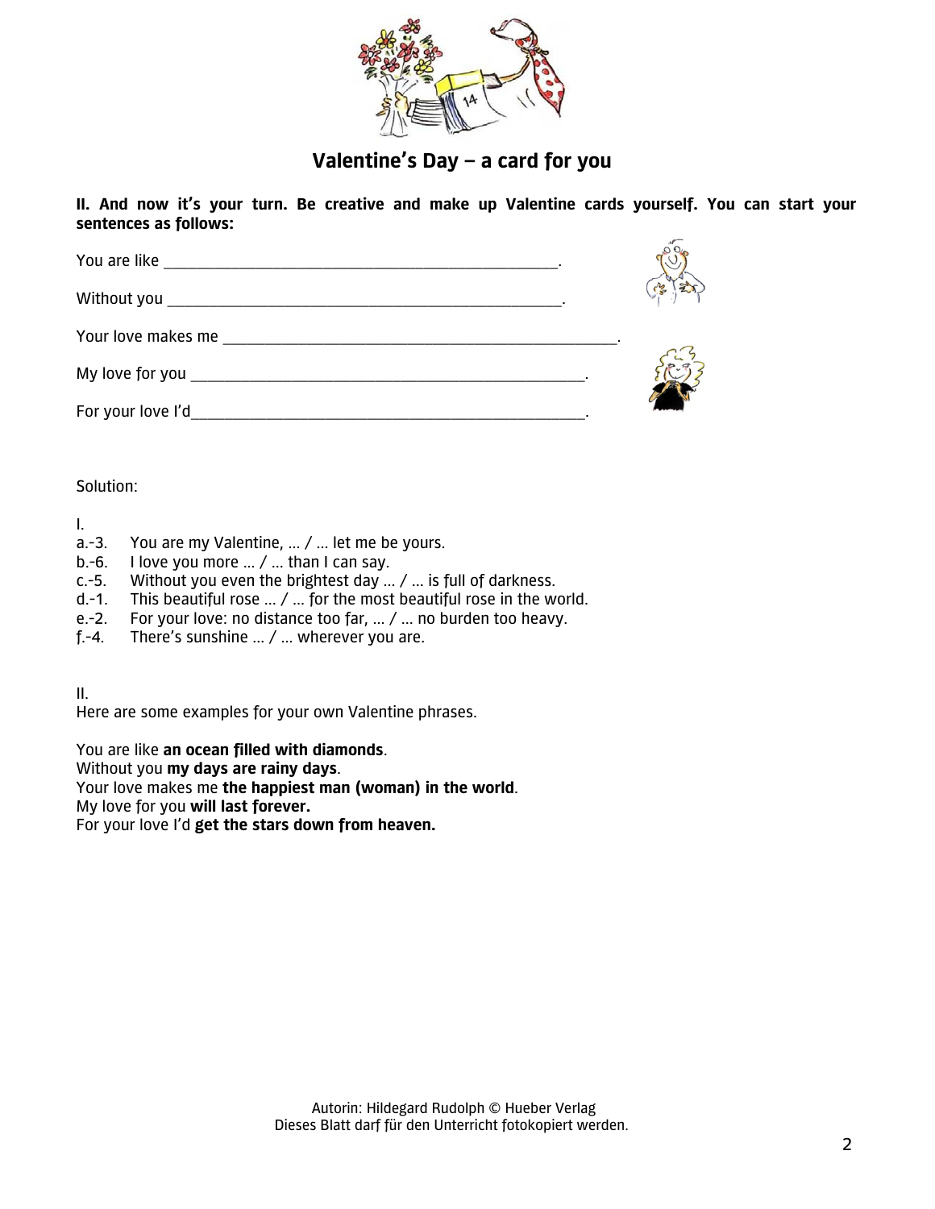# Valentine's Day – a card for you

**II. And now it's your turn. Be creative and make up Valentine cards yourself. You can start your sentences as follows:**

You are like ______________________________________________.

Without you ______________________________________________.

Your love makes me ______________________________________________.

My love for you ______________________________________________.

For your love I'd______________________________________________.

Solution:

I.

a.-3. You are my Valentine, … / … let me be yours.
b.-6. I love you more … / … than I can say.
c.-5. Without you even the brightest day … / … is full of darkness.
d.-1. This beautiful rose … / … for the most beautiful rose in the world.
e.-2. For your love: no distance too far, … / … no burden too heavy.
f.-4. There's sunshine … / … wherever you are.

II.

Here are some examples for your own Valentine phrases.

You are like **an ocean filled with diamonds**.
Without you **my days are rainy days**.
Your love makes me **the happiest man (woman) in the world**.
My love for you **will last forever.**
For your love I'd **get the stars down from heaven.**

Autorin: Hildegard Rudolph © Hueber Verlag
Dieses Blatt darf für den Unterricht fotokopiert werden.